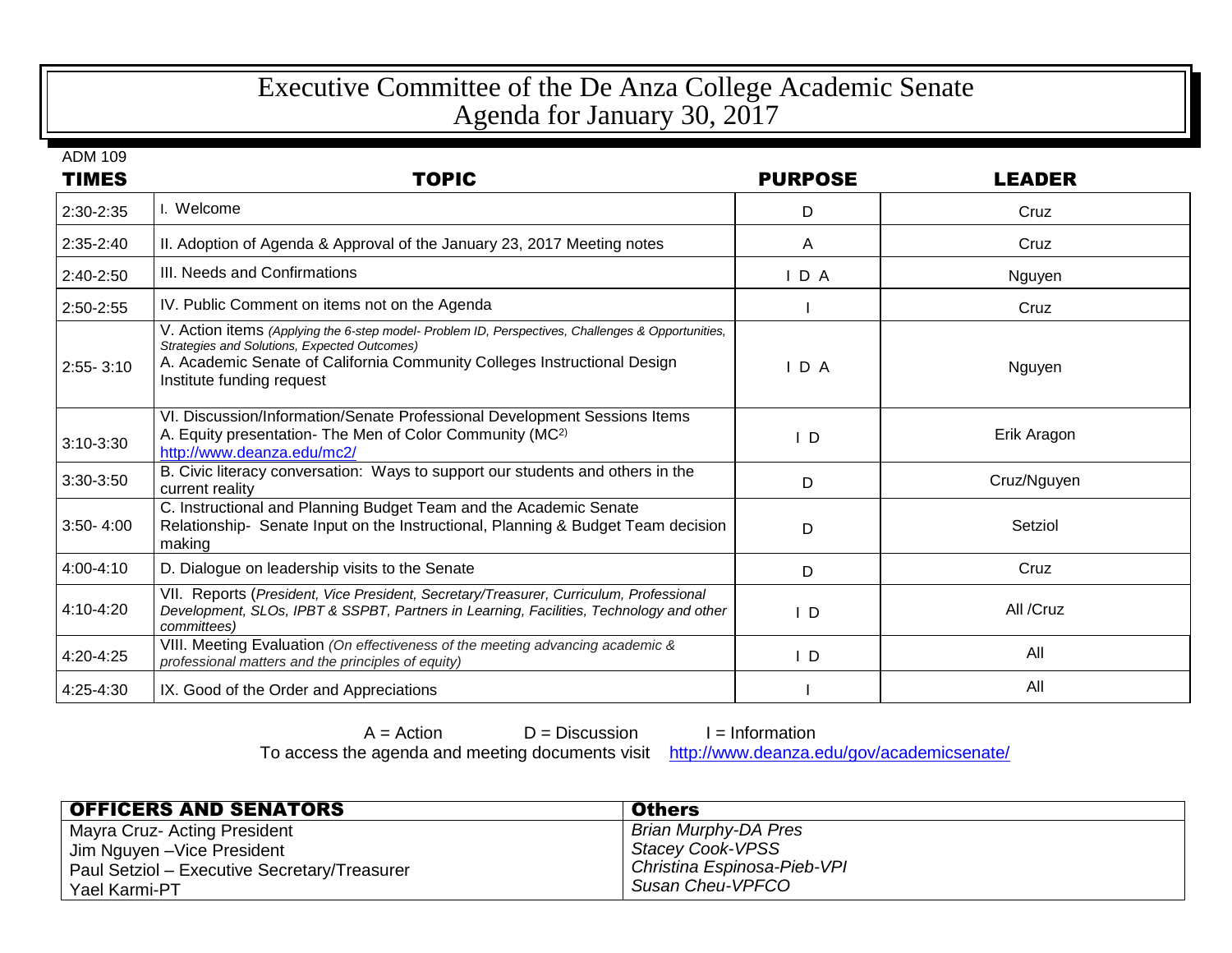# Executive Committee of the De Anza College Academic Senate
# Agenda for January 30, 2017

ADM 109

| TIMES | TOPIC | PURPOSE | LEADER |
|---|---|---|---|
| 2:30-2:35 | I. Welcome | D | Cruz |
| 2:35-2:40 | II. Adoption of Agenda & Approval of the January 23, 2017 Meeting notes | A | Cruz |
| 2:40-2:50 | III. Needs and Confirmations | I D A | Nguyen |
| 2:50-2:55 | IV. Public Comment on items not on the Agenda | I | Cruz |
| 2:55- 3:10 | V. Action items *(Applying the 6-step model- Problem ID, Perspectives, Challenges & Opportunities, Strategies and Solutions, Expected Outcomes)*<br>A. Academic Senate of California Community Colleges Instructional Design Institute funding request | I D A | Nguyen |
| 3:10-3:30 | VI. Discussion/Information/Senate Professional Development Sessions Items<br>A. Equity presentation- The Men of Color Community (MC$^2$)<br>http://www.deanza.edu/mc2/ | I D | Erik Aragon |
| 3:30-3:50 | B. Civic literacy conversation: Ways to support our students and others in the current reality | D | Cruz/Nguyen |
| 3:50- 4:00 | C. Instructional and Planning Budget Team and the Academic Senate Relationship- Senate Input on the Instructional, Planning & Budget Team decision making | D | Setziol |
| 4:00-4:10 | D. Dialogue on leadership visits to the Senate | D | Cruz |
| 4:10-4:20 | VII. Reports (*President, Vice President, Secretary/Treasurer, Curriculum, Professional Development, SLOs, IPBT & SSPBT, Partners in Learning, Facilities, Technology and other committees)* | I D | All /Cruz |
| 4:20-4:25 | VIII. Meeting Evaluation *(On effectiveness of the meeting advancing academic & professional matters and the principles of equity)* | I D | All |
| 4:25-4:30 | IX. Good of the Order and Appreciations | I | All |

A = Action D = Discussion I = Information

To access the agenda and meeting documents visit http://www.deanza.edu/gov/academicsenate/

| OFFICERS AND SENATORS | Others |
|---|---|
| Mayra Cruz- Acting President | *Brian Murphy-DA Pres* |
| Jim Nguyen –Vice President | *Stacey Cook-VPSS* |
| Paul Setziol – Executive Secretary/Treasurer | *Christina Espinosa-Pieb-VPI* |
| Yael Karmi-PT | *Susan Cheu-VPFCO* |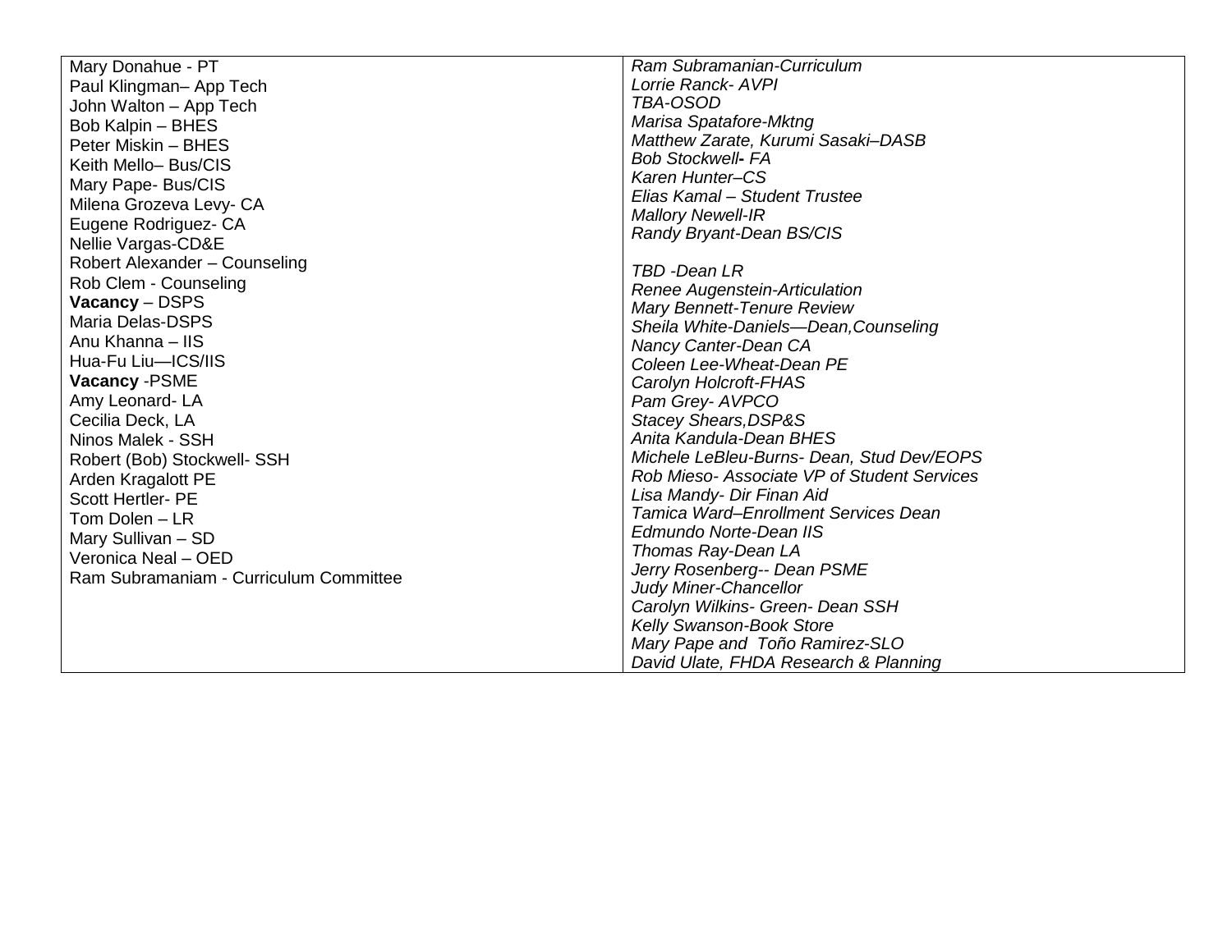| | |
|---|---|
| Mary Donahue - PT<br>Paul Klingman– App Tech<br>John Walton – App Tech<br>Bob Kalpin – BHES<br>Peter Miskin – BHES<br>Keith Mello– Bus/CIS<br>Mary Pape- Bus/CIS<br>Milena Grozeva Levy- CA<br>Eugene Rodriguez- CA<br>Nellie Vargas-CD&E<br>Robert Alexander – Counseling<br>Rob Clem - Counseling<br>**Vacancy** – DSPS<br>Maria Delas-DSPS<br>Anu Khanna – IIS<br>Hua-Fu Liu—ICS/IIS<br>**Vacancy** -PSME<br>Amy Leonard- LA<br>Cecilia Deck, LA<br>Ninos Malek - SSH<br>Robert (Bob) Stockwell- SSH<br>Arden Kragalott PE<br>Scott Hertler- PE<br>Tom Dolen – LR<br>Mary Sullivan – SD<br>Veronica Neal – OED<br>Ram Subramaniam - Curriculum Committee | *Ram Subramanian-Curriculum*<br>*Lorrie Ranck- AVPI*<br>*TBA-OSOD*<br>*Marisa Spatafore-Mktng*<br>*Matthew Zarate, Kurumi Sasaki–DASB*<br>*Bob Stockwell- FA*<br>*Karen Hunter–CS*<br>*Elias Kamal – Student Trustee*<br>*Mallory Newell-IR*<br>*Randy Bryant-Dean BS/CIS*<br><br>*TBD -Dean LR*<br>*Renee Augenstein-Articulation*<br>*Mary Bennett-Tenure Review*<br>*Sheila White-Daniels—Dean,Counseling*<br>*Nancy Canter-Dean CA*<br>*Coleen Lee-Wheat-Dean PE*<br>*Carolyn Holcroft-FHAS*<br>*Pam Grey- AVPCO*<br>*Stacey Shears,DSP&S*<br>*Anita Kandula-Dean BHES*<br>*Michele LeBleu-Burns- Dean, Stud Dev/EOPS*<br>*Rob Mieso- Associate VP of Student Services*<br>*Lisa Mandy- Dir Finan Aid*<br>*Tamica Ward–Enrollment Services Dean*<br>*Edmundo Norte-Dean IIS*<br>*Thomas Ray-Dean LA*<br>*Jerry Rosenberg-- Dean PSME*<br>*Judy Miner-Chancellor*<br>*Carolyn Wilkins- Green- Dean SSH*<br>*Kelly Swanson-Book Store*<br>*Mary Pape and Toño Ramirez-SLO*<br>*David Ulate, FHDA Research & Planning* |